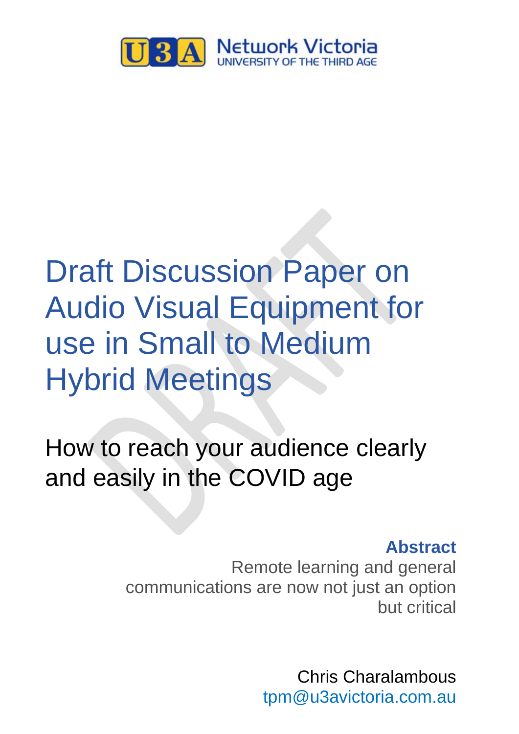U3A Network Victoria
UNIVERSITY OF THE THIRD AGE

# Draft Discussion Paper on Audio Visual Equipment for use in Small to Medium Hybrid Meetings

## How to reach your audience clearly and easily in the COVID age

**Abstract**

Remote learning and general communications are now not just an option but critical

Chris Charalambous
tpm@u3avictoria.com.au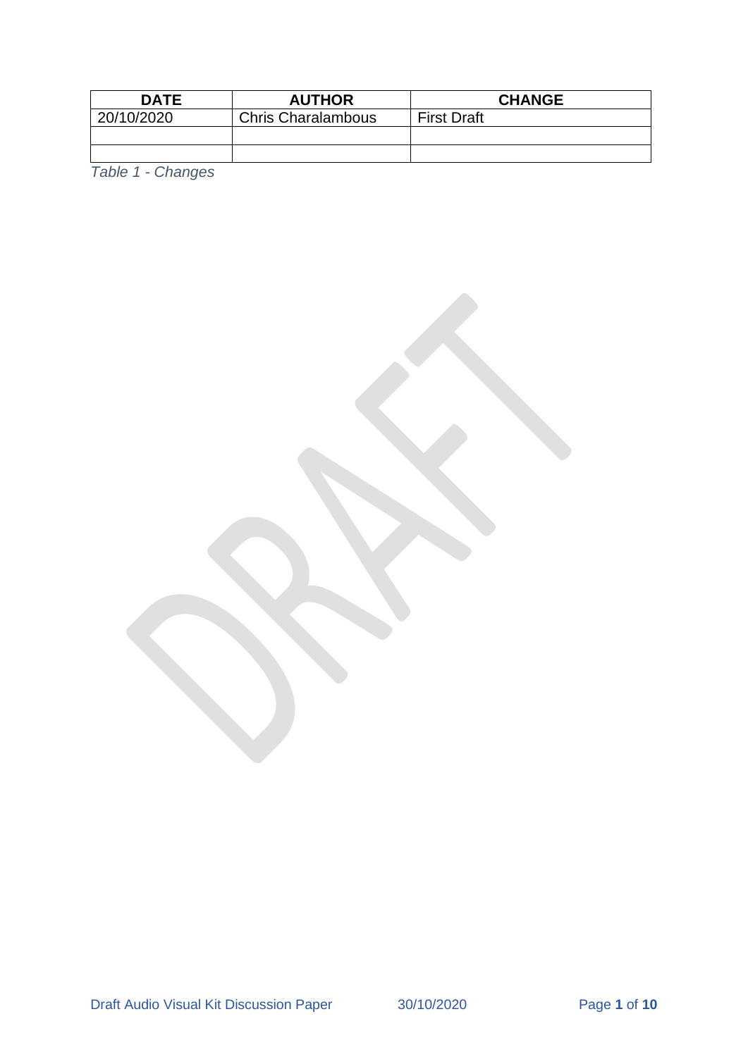| DATE | AUTHOR | CHANGE |
|---|---|---|
| 20/10/2020 | Chris Charalambous | First Draft |
| | | |
| | | |

*Table 1 - Changes*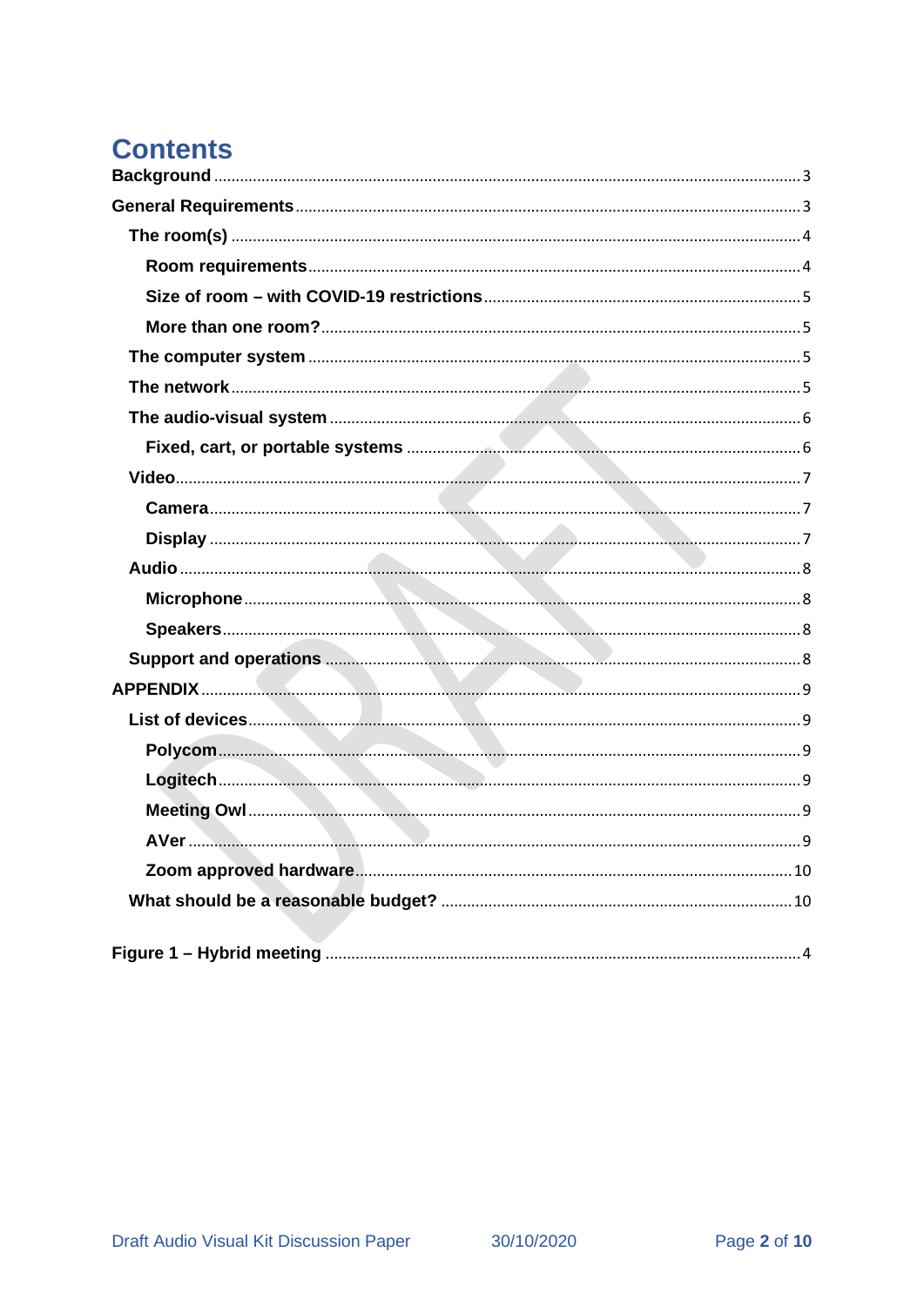# Contents

Background ..... 3
General Requirements ..... 3
- The room(s) ..... 4
  - Room requirements ..... 4
  - Size of room – with COVID-19 restrictions ..... 5
  - More than one room? ..... 5
- The computer system ..... 5
- The network ..... 5
- The audio-visual system ..... 6
  - Fixed, cart, or portable systems ..... 6
- Video ..... 7
  - Camera ..... 7
  - Display ..... 7
- Audio ..... 8
  - Microphone ..... 8
  - Speakers ..... 8
- Support and operations ..... 8

APPENDIX ..... 9
- List of devices ..... 9
  - Polycom ..... 9
  - Logitech ..... 9
  - Meeting Owl ..... 9
  - AVer ..... 9
  - Zoom approved hardware ..... 10
- What should be a reasonable budget? ..... 10

Figure 1 – Hybrid meeting ..... 4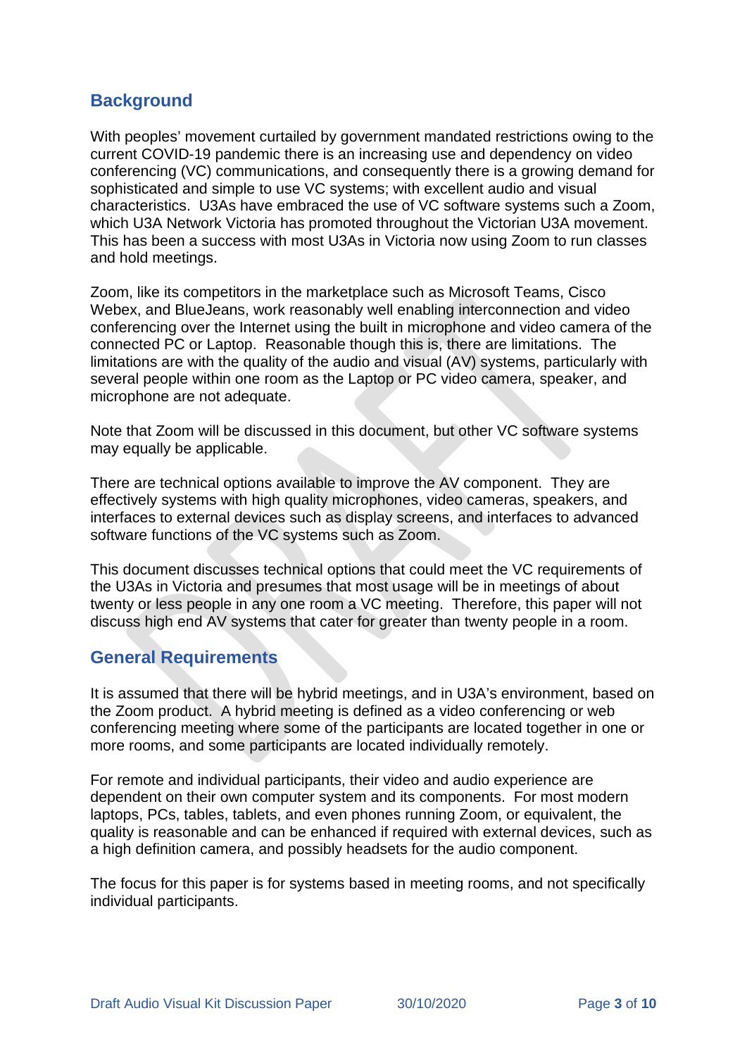## Background

With peoples' movement curtailed by government mandated restrictions owing to the current COVID-19 pandemic there is an increasing use and dependency on video conferencing (VC) communications, and consequently there is a growing demand for sophisticated and simple to use VC systems; with excellent audio and visual characteristics. U3As have embraced the use of VC software systems such a Zoom, which U3A Network Victoria has promoted throughout the Victorian U3A movement. This has been a success with most U3As in Victoria now using Zoom to run classes and hold meetings.

Zoom, like its competitors in the marketplace such as Microsoft Teams, Cisco Webex, and BlueJeans, work reasonably well enabling interconnection and video conferencing over the Internet using the built in microphone and video camera of the connected PC or Laptop. Reasonable though this is, there are limitations. The limitations are with the quality of the audio and visual (AV) systems, particularly with several people within one room as the Laptop or PC video camera, speaker, and microphone are not adequate.

Note that Zoom will be discussed in this document, but other VC software systems may equally be applicable.

There are technical options available to improve the AV component. They are effectively systems with high quality microphones, video cameras, speakers, and interfaces to external devices such as display screens, and interfaces to advanced software functions of the VC systems such as Zoom.

This document discusses technical options that could meet the VC requirements of the U3As in Victoria and presumes that most usage will be in meetings of about twenty or less people in any one room a VC meeting. Therefore, this paper will not discuss high end AV systems that cater for greater than twenty people in a room.

## General Requirements

It is assumed that there will be hybrid meetings, and in U3A's environment, based on the Zoom product. A hybrid meeting is defined as a video conferencing or web conferencing meeting where some of the participants are located together in one or more rooms, and some participants are located individually remotely.

For remote and individual participants, their video and audio experience are dependent on their own computer system and its components. For most modern laptops, PCs, tables, tablets, and even phones running Zoom, or equivalent, the quality is reasonable and can be enhanced if required with external devices, such as a high definition camera, and possibly headsets for the audio component.

The focus for this paper is for systems based in meeting rooms, and not specifically individual participants.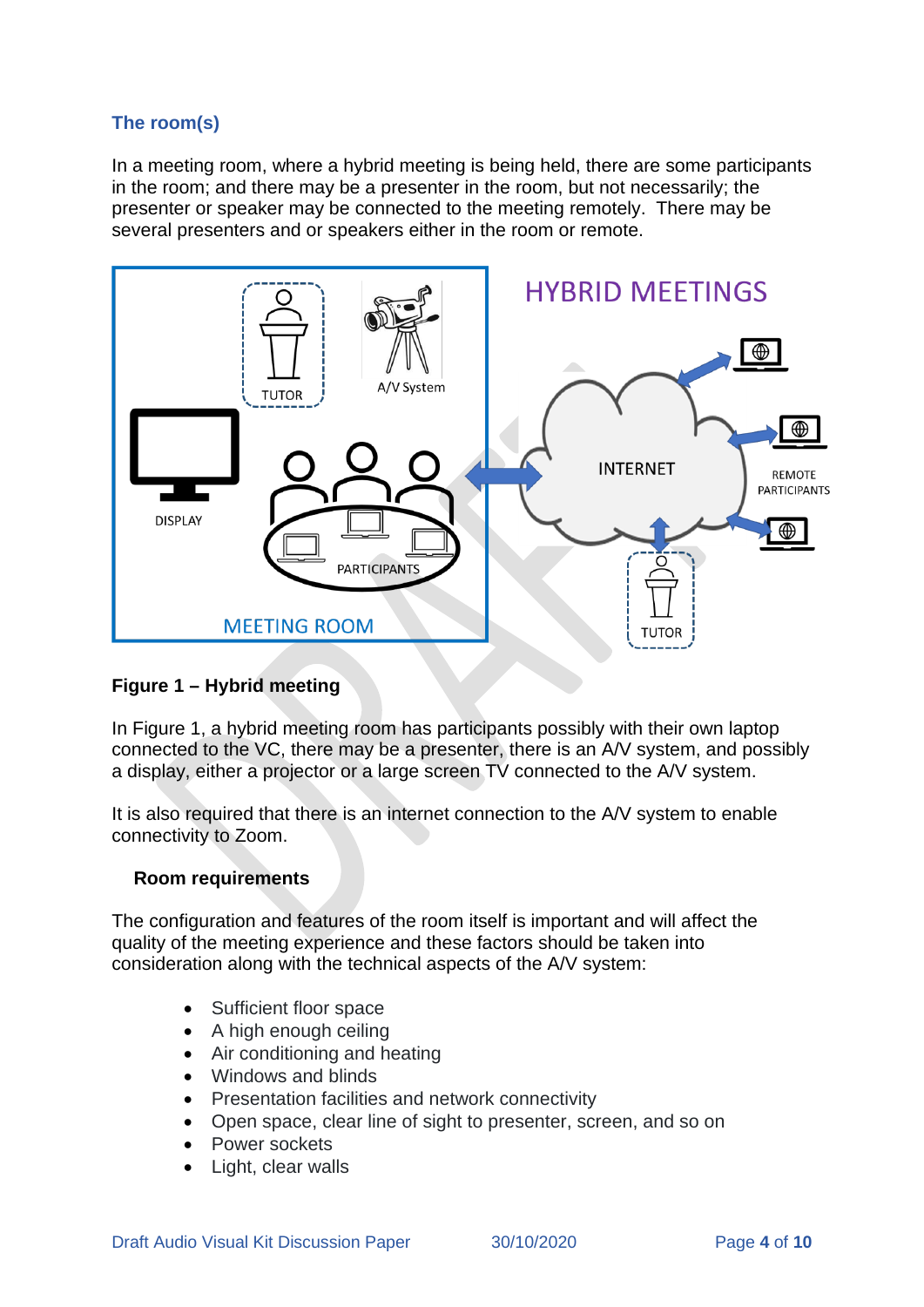### The room(s)

In a meeting room, where a hybrid meeting is being held, there are some participants in the room; and there may be a presenter in the room, but not necessarily; the presenter or speaker may be connected to the meeting remotely. There may be several presenters and or speakers either in the room or remote.

**Figure 1 – Hybrid meeting**

In Figure 1, a hybrid meeting room has participants possibly with their own laptop connected to the VC, there may be a presenter, there is an A/V system, and possibly a display, either a projector or a large screen TV connected to the A/V system.

It is also required that there is an internet connection to the A/V system to enable connectivity to Zoom.

#### Room requirements

The configuration and features of the room itself is important and will affect the quality of the meeting experience and these factors should be taken into consideration along with the technical aspects of the A/V system:

- Sufficient floor space
- A high enough ceiling
- Air conditioning and heating
- Windows and blinds
- Presentation facilities and network connectivity
- Open space, clear line of sight to presenter, screen, and so on
- Power sockets
- Light, clear walls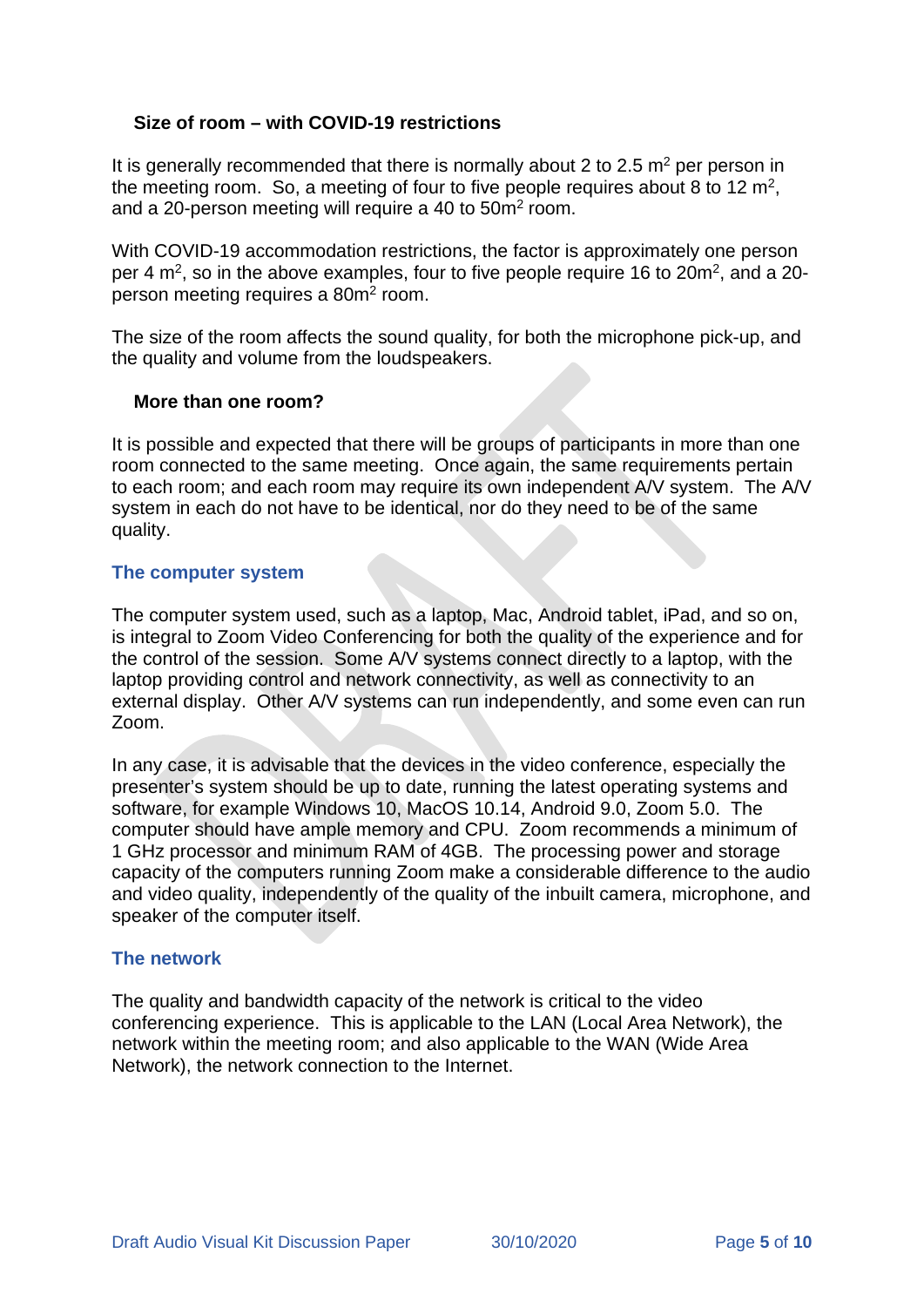### Size of room – with COVID-19 restrictions

It is generally recommended that there is normally about 2 to 2.5 $m^2$ per person in the meeting room. So, a meeting of four to five people requires about 8 to 12 $m^2$, and a 20-person meeting will require a 40 to 50$m^2$ room.

With COVID-19 accommodation restrictions, the factor is approximately one person per 4 $m^2$, so in the above examples, four to five people require 16 to 20$m^2$, and a 20-person meeting requires a 80$m^2$ room.

The size of the room affects the sound quality, for both the microphone pick-up, and the quality and volume from the loudspeakers.

### More than one room?

It is possible and expected that there will be groups of participants in more than one room connected to the same meeting. Once again, the same requirements pertain to each room; and each room may require its own independent A/V system. The A/V system in each do not have to be identical, nor do they need to be of the same quality.

## The computer system

The computer system used, such as a laptop, Mac, Android tablet, iPad, and so on, is integral to Zoom Video Conferencing for both the quality of the experience and for the control of the session. Some A/V systems connect directly to a laptop, with the laptop providing control and network connectivity, as well as connectivity to an external display. Other A/V systems can run independently, and some even can run Zoom.

In any case, it is advisable that the devices in the video conference, especially the presenter's system should be up to date, running the latest operating systems and software, for example Windows 10, MacOS 10.14, Android 9.0, Zoom 5.0. The computer should have ample memory and CPU. Zoom recommends a minimum of 1 GHz processor and minimum RAM of 4GB. The processing power and storage capacity of the computers running Zoom make a considerable difference to the audio and video quality, independently of the quality of the inbuilt camera, microphone, and speaker of the computer itself.

## The network

The quality and bandwidth capacity of the network is critical to the video conferencing experience. This is applicable to the LAN (Local Area Network), the network within the meeting room; and also applicable to the WAN (Wide Area Network), the network connection to the Internet.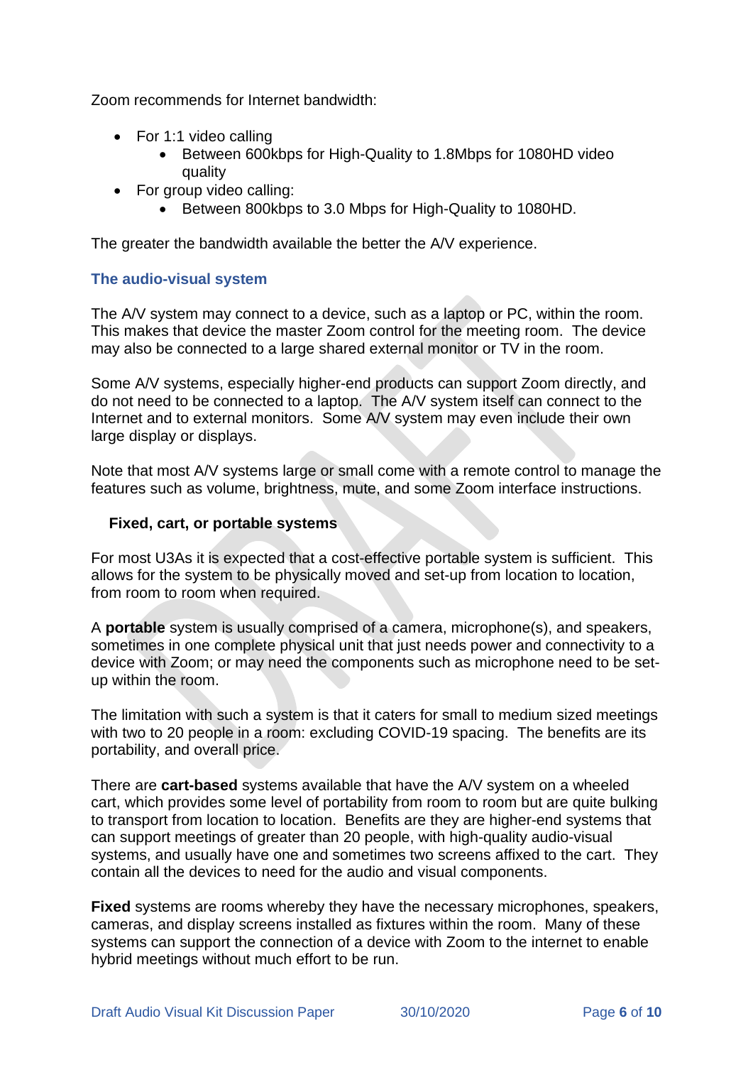Zoom recommends for Internet bandwidth:

- For 1:1 video calling
    - Between 600kbps for High-Quality to 1.8Mbps for 1080HD video quality
- For group video calling:
    - Between 800kbps to 3.0 Mbps for High-Quality to 1080HD.

The greater the bandwidth available the better the A/V experience.

### The audio-visual system

The A/V system may connect to a device, such as a laptop or PC, within the room. This makes that device the master Zoom control for the meeting room. The device may also be connected to a large shared external monitor or TV in the room.

Some A/V systems, especially higher-end products can support Zoom directly, and do not need to be connected to a laptop. The A/V system itself can connect to the Internet and to external monitors. Some A/V system may even include their own large display or displays.

Note that most A/V systems large or small come with a remote control to manage the features such as volume, brightness, mute, and some Zoom interface instructions.

#### Fixed, cart, or portable systems

For most U3As it is expected that a cost-effective portable system is sufficient. This allows for the system to be physically moved and set-up from location to location, from room to room when required.

A **portable** system is usually comprised of a camera, microphone(s), and speakers, sometimes in one complete physical unit that just needs power and connectivity to a device with Zoom; or may need the components such as microphone need to be set-up within the room.

The limitation with such a system is that it caters for small to medium sized meetings with two to 20 people in a room: excluding COVID-19 spacing. The benefits are its portability, and overall price.

There are **cart-based** systems available that have the A/V system on a wheeled cart, which provides some level of portability from room to room but are quite bulking to transport from location to location. Benefits are they are higher-end systems that can support meetings of greater than 20 people, with high-quality audio-visual systems, and usually have one and sometimes two screens affixed to the cart. They contain all the devices to need for the audio and visual components.

**Fixed** systems are rooms whereby they have the necessary microphones, speakers, cameras, and display screens installed as fixtures within the room. Many of these systems can support the connection of a device with Zoom to the internet to enable hybrid meetings without much effort to be run.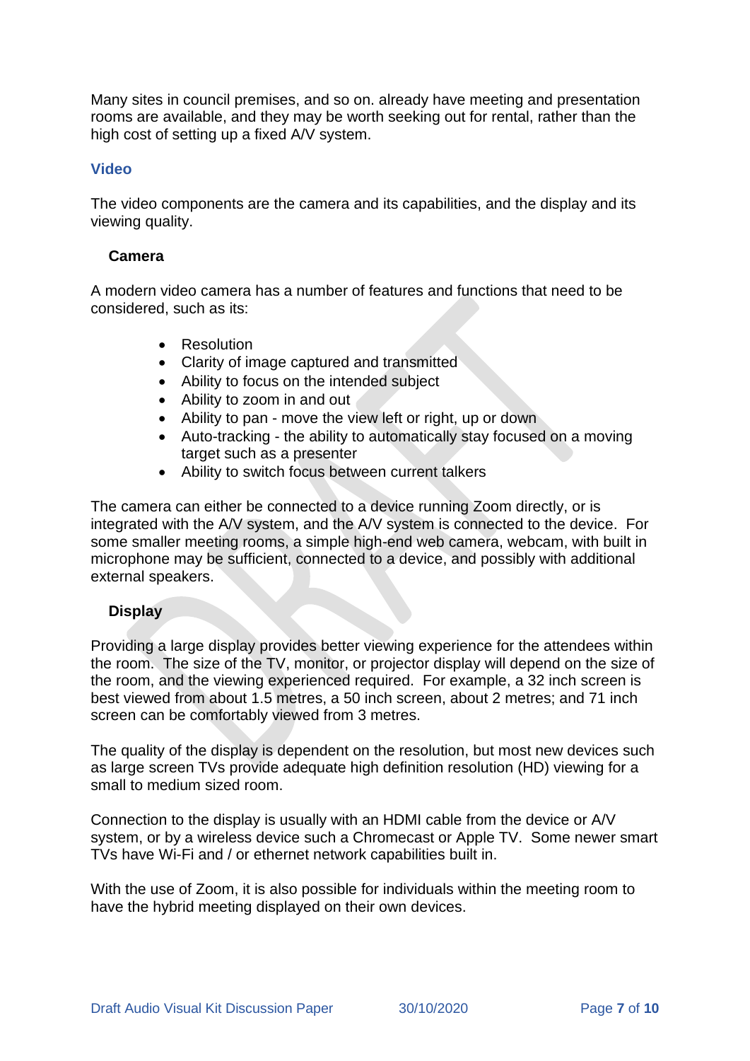Many sites in council premises, and so on. already have meeting and presentation rooms are available, and they may be worth seeking out for rental, rather than the high cost of setting up a fixed A/V system.

## Video

The video components are the camera and its capabilities, and the display and its viewing quality.

### Camera

A modern video camera has a number of features and functions that need to be considered, such as its:

- Resolution
- Clarity of image captured and transmitted
- Ability to focus on the intended subject
- Ability to zoom in and out
- Ability to pan - move the view left or right, up or down
- Auto-tracking - the ability to automatically stay focused on a moving target such as a presenter
- Ability to switch focus between current talkers

The camera can either be connected to a device running Zoom directly, or is integrated with the A/V system, and the A/V system is connected to the device. For some smaller meeting rooms, a simple high-end web camera, webcam, with built in microphone may be sufficient, connected to a device, and possibly with additional external speakers.

### Display

Providing a large display provides better viewing experience for the attendees within the room. The size of the TV, monitor, or projector display will depend on the size of the room, and the viewing experienced required. For example, a 32 inch screen is best viewed from about 1.5 metres, a 50 inch screen, about 2 metres; and 71 inch screen can be comfortably viewed from 3 metres.

The quality of the display is dependent on the resolution, but most new devices such as large screen TVs provide adequate high definition resolution (HD) viewing for a small to medium sized room.

Connection to the display is usually with an HDMI cable from the device or A/V system, or by a wireless device such a Chromecast or Apple TV. Some newer smart TVs have Wi-Fi and / or ethernet network capabilities built in.

With the use of Zoom, it is also possible for individuals within the meeting room to have the hybrid meeting displayed on their own devices.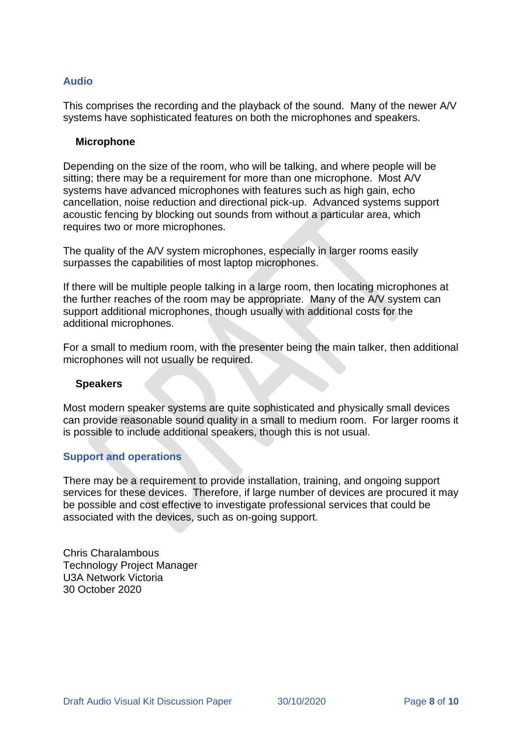## Audio

This comprises the recording and the playback of the sound. Many of the newer A/V systems have sophisticated features on both the microphones and speakers.

### Microphone

Depending on the size of the room, who will be talking, and where people will be sitting; there may be a requirement for more than one microphone. Most A/V systems have advanced microphones with features such as high gain, echo cancellation, noise reduction and directional pick-up. Advanced systems support acoustic fencing by blocking out sounds from without a particular area, which requires two or more microphones.

The quality of the A/V system microphones, especially in larger rooms easily surpasses the capabilities of most laptop microphones.

If there will be multiple people talking in a large room, then locating microphones at the further reaches of the room may be appropriate. Many of the A/V system can support additional microphones, though usually with additional costs for the additional microphones.

For a small to medium room, with the presenter being the main talker, then additional microphones will not usually be required.

### Speakers

Most modern speaker systems are quite sophisticated and physically small devices can provide reasonable sound quality in a small to medium room. For larger rooms it is possible to include additional speakers, though this is not usual.

## Support and operations

There may be a requirement to provide installation, training, and ongoing support services for these devices. Therefore, if large number of devices are procured it may be possible and cost effective to investigate professional services that could be associated with the devices, such as on-going support.

Chris Charalambous
Technology Project Manager
U3A Network Victoria
30 October 2020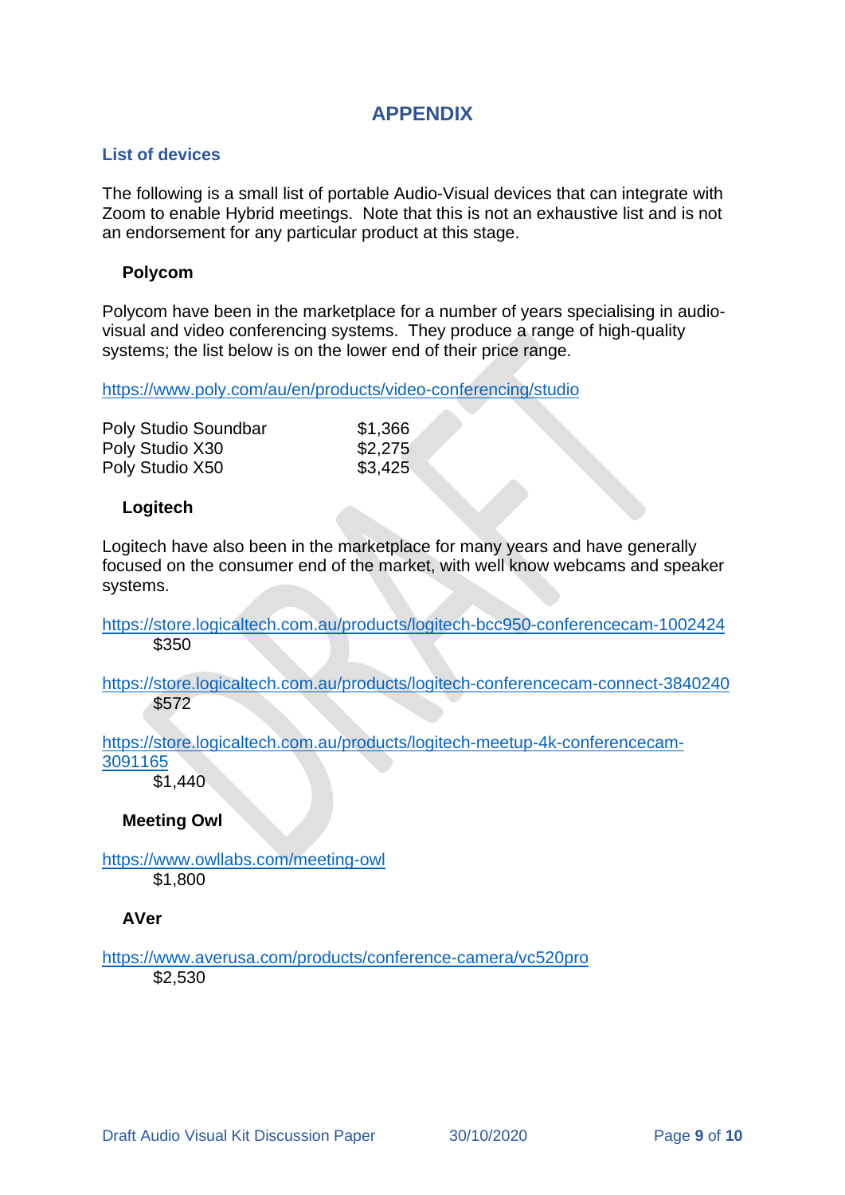# APPENDIX

## List of devices

The following is a small list of portable Audio-Visual devices that can integrate with Zoom to enable Hybrid meetings. Note that this is not an exhaustive list and is not an endorsement for any particular product at this stage.

### Polycom

Polycom have been in the marketplace for a number of years specialising in audio-visual and video conferencing systems. They produce a range of high-quality systems; the list below is on the lower end of their price range.

https://www.poly.com/au/en/products/video-conferencing/studio

| | |
|---|---|
| Poly Studio Soundbar | $1,366 |
| Poly Studio X30 | $2,275 |
| Poly Studio X50 | $3,425 |

### Logitech

Logitech have also been in the marketplace for many years and have generally focused on the consumer end of the market, with well know webcams and speaker systems.

https://store.logicaltech.com.au/products/logitech-bcc950-conferencecam-1002424
$350

https://store.logicaltech.com.au/products/logitech-conferencecam-connect-3840240
$572

https://store.logicaltech.com.au/products/logitech-meetup-4k-conferencecam-3091165
$1,440

### Meeting Owl

https://www.owllabs.com/meeting-owl
$1,800

### AVer

https://www.averusa.com/products/conference-camera/vc520pro
$2,530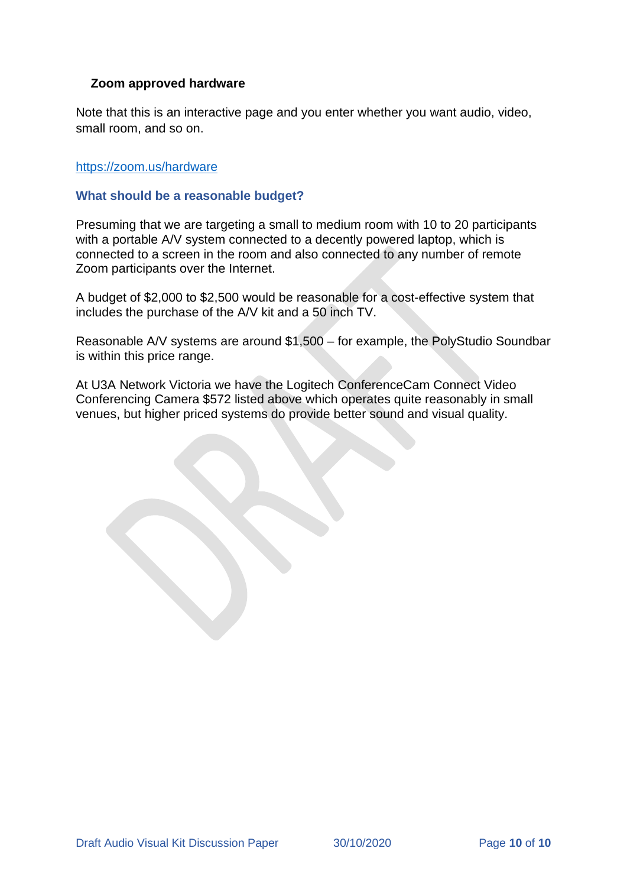**Zoom approved hardware**

Note that this is an interactive page and you enter whether you want audio, video, small room, and so on.

https://zoom.us/hardware

### What should be a reasonable budget?

Presuming that we are targeting a small to medium room with 10 to 20 participants with a portable A/V system connected to a decently powered laptop, which is connected to a screen in the room and also connected to any number of remote Zoom participants over the Internet.

A budget of $2,000 to $2,500 would be reasonable for a cost-effective system that includes the purchase of the A/V kit and a 50 inch TV.

Reasonable A/V systems are around $1,500 – for example, the PolyStudio Soundbar is within this price range.

At U3A Network Victoria we have the Logitech ConferenceCam Connect Video Conferencing Camera $572 listed above which operates quite reasonably in small venues, but higher priced systems do provide better sound and visual quality.